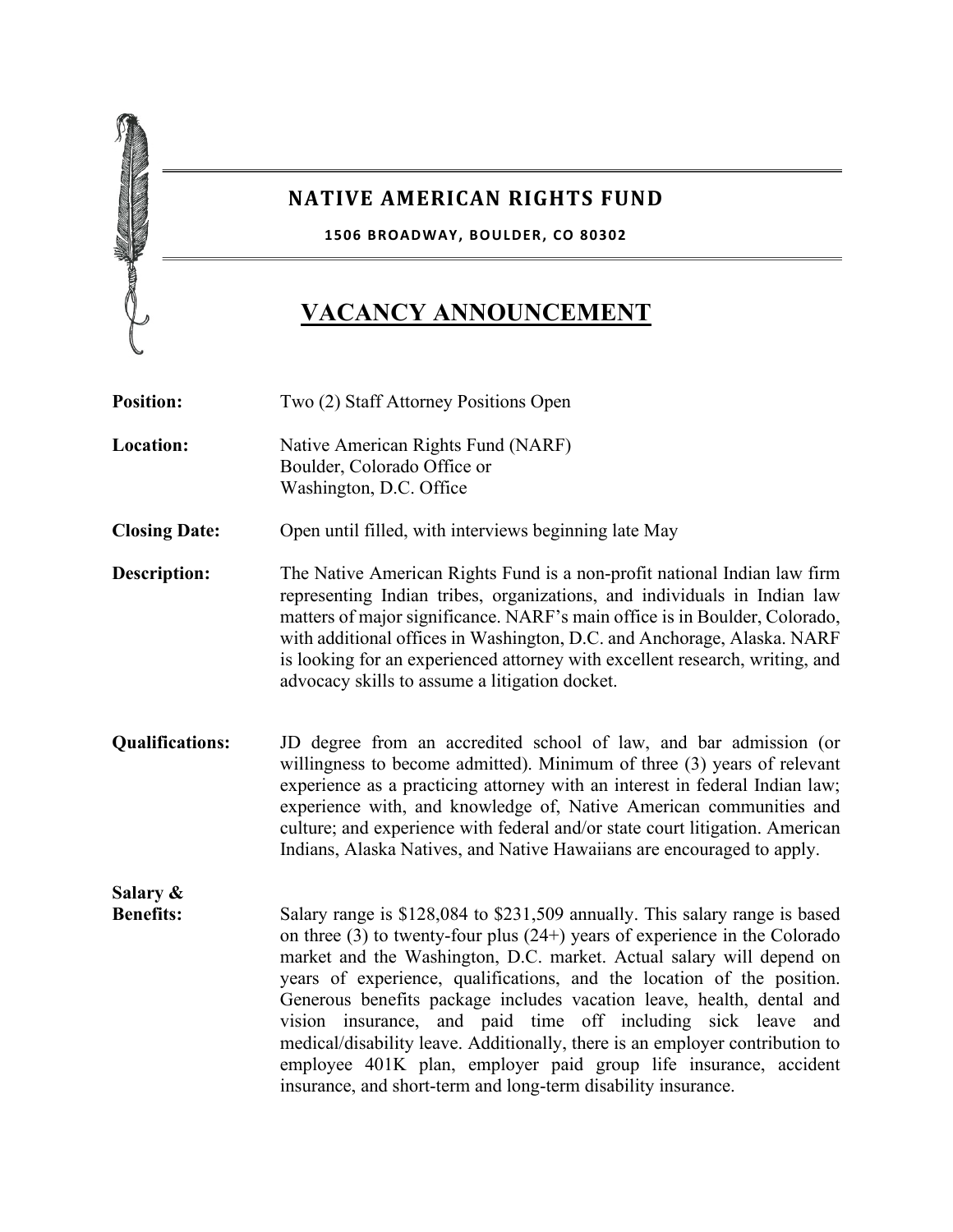# NATIVE AMERICAN RIGHTS FUND

**1506 BROADWAY, BOULDER, CO 80302**

## VACANCY ANNOUNCEMENT

**Position:** Two (2) Staff Attorney Positions Open

**Location:** Native American Rights Fund (NARF)
Boulder, Colorado Office or
Washington, D.C. Office

**Closing Date:** Open until filled, with interviews beginning late May

**Description:** The Native American Rights Fund is a non-profit national Indian law firm representing Indian tribes, organizations, and individuals in Indian law matters of major significance. NARF's main office is in Boulder, Colorado, with additional offices in Washington, D.C. and Anchorage, Alaska. NARF is looking for an experienced attorney with excellent research, writing, and advocacy skills to assume a litigation docket.

**Qualifications:** JD degree from an accredited school of law, and bar admission (or willingness to become admitted). Minimum of three (3) years of relevant experience as a practicing attorney with an interest in federal Indian law; experience with, and knowledge of, Native American communities and culture; and experience with federal and/or state court litigation. American Indians, Alaska Natives, and Native Hawaiians are encouraged to apply.

**Salary & Benefits:** Salary range is $128,084 to $231,509 annually. This salary range is based on three (3) to twenty-four plus (24+) years of experience in the Colorado market and the Washington, D.C. market. Actual salary will depend on years of experience, qualifications, and the location of the position. Generous benefits package includes vacation leave, health, dental and vision insurance, and paid time off including sick leave and medical/disability leave. Additionally, there is an employer contribution to employee 401K plan, employer paid group life insurance, accident insurance, and short-term and long-term disability insurance.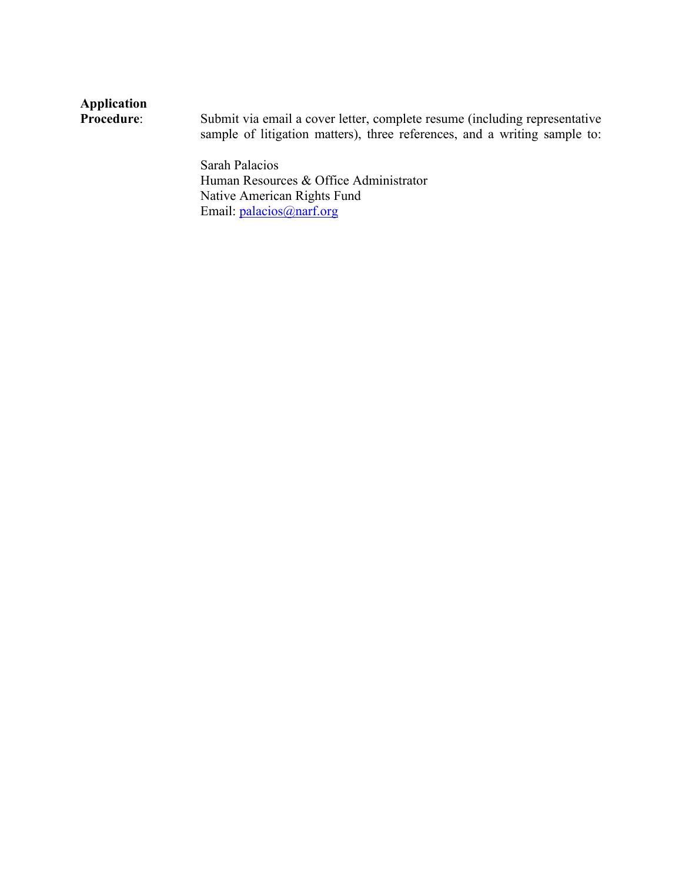**Application Procedure**: Submit via email a cover letter, complete resume (including representative sample of litigation matters), three references, and a writing sample to:

Sarah Palacios
Human Resources & Office Administrator
Native American Rights Fund
Email: palacios@narf.org